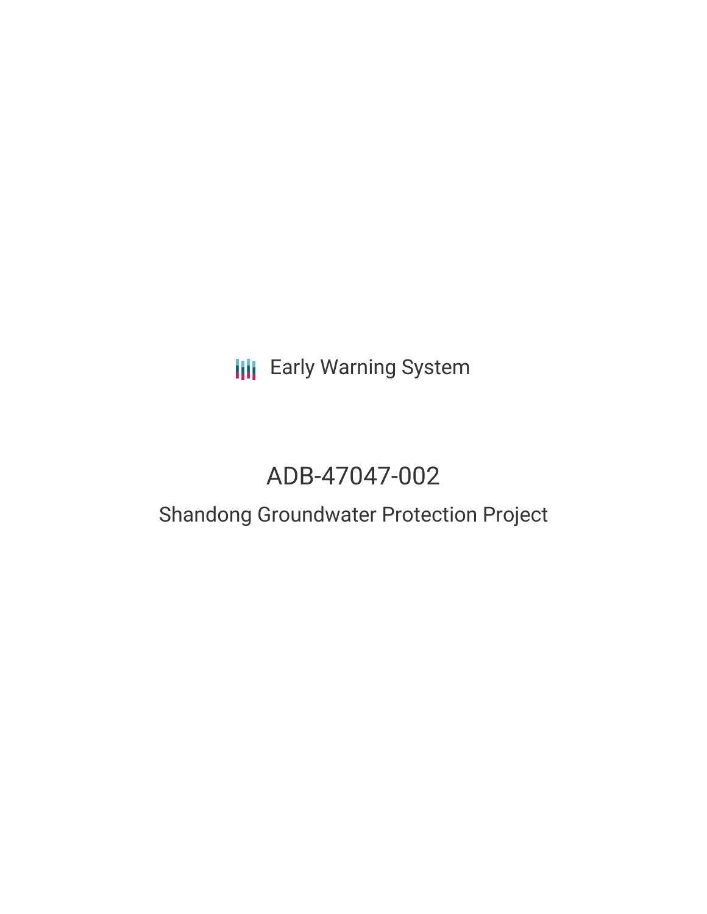Early Warning System

# ADB-47047-002

## Shandong Groundwater Protection Project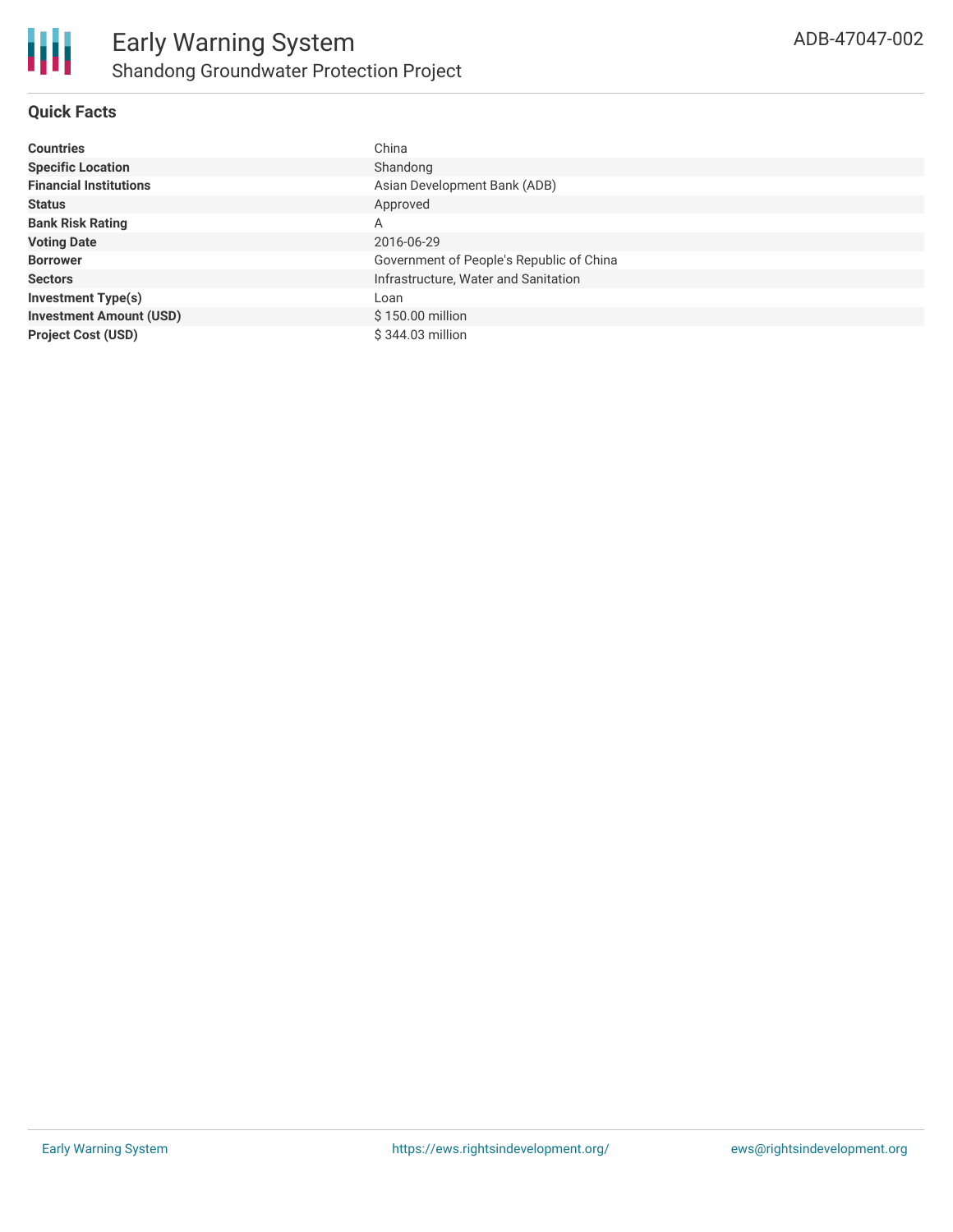# Early Warning System

## Shandong Groundwater Protection Project

ADB-47047-002

### Quick Facts

| | |
|---|---|
| **Countries** | China |
| **Specific Location** | Shandong |
| **Financial Institutions** | Asian Development Bank (ADB) |
| **Status** | Approved |
| **Bank Risk Rating** | A |
| **Voting Date** | 2016-06-29 |
| **Borrower** | Government of People's Republic of China |
| **Sectors** | Infrastructure, Water and Sanitation |
| **Investment Type(s)** | Loan |
| **Investment Amount (USD)** | $ 150.00 million |
| **Project Cost (USD)** | $ 344.03 million |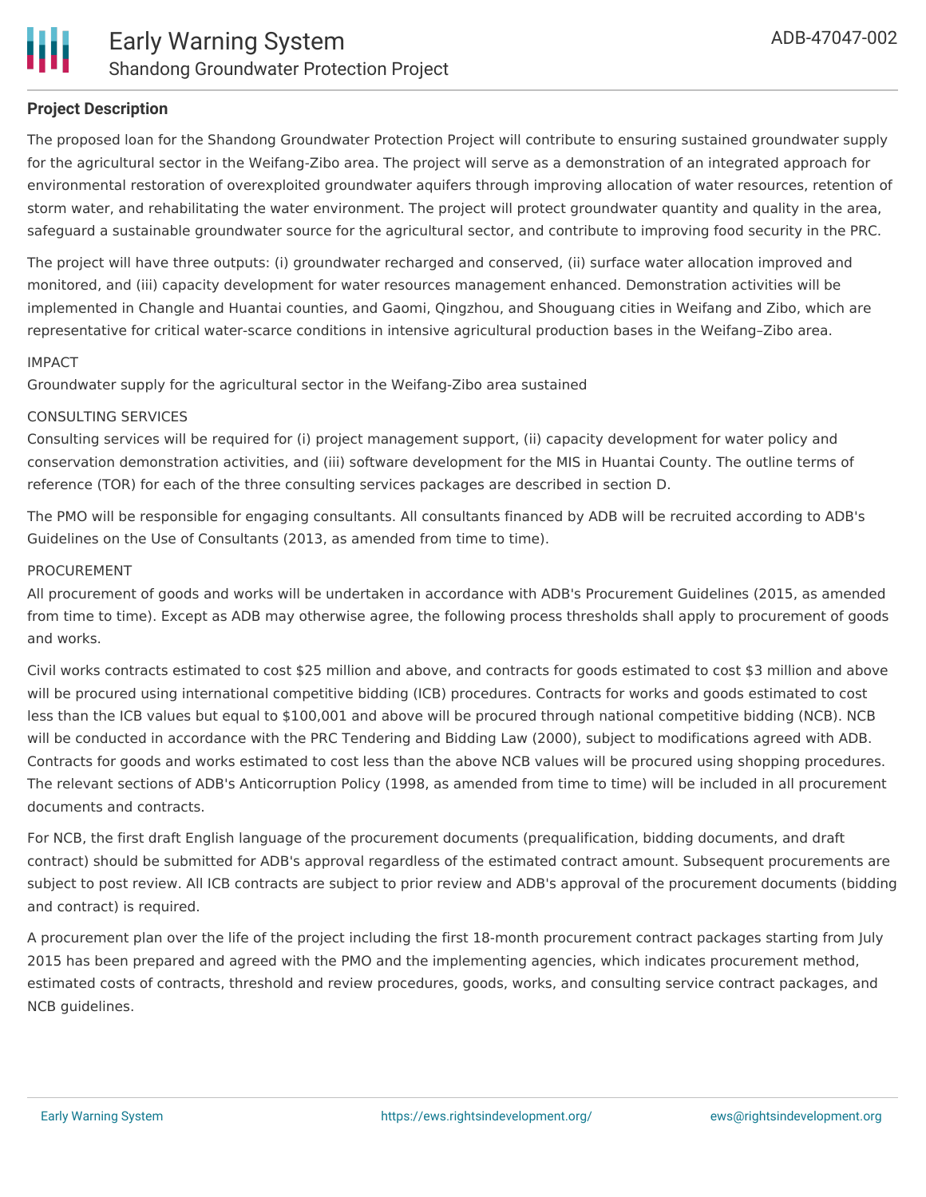## Project Description

The proposed loan for the Shandong Groundwater Protection Project will contribute to ensuring sustained groundwater supply for the agricultural sector in the Weifang-Zibo area. The project will serve as a demonstration of an integrated approach for environmental restoration of overexploited groundwater aquifers through improving allocation of water resources, retention of storm water, and rehabilitating the water environment. The project will protect groundwater quantity and quality in the area, safeguard a sustainable groundwater source for the agricultural sector, and contribute to improving food security in the PRC.

The project will have three outputs: (i) groundwater recharged and conserved, (ii) surface water allocation improved and monitored, and (iii) capacity development for water resources management enhanced. Demonstration activities will be implemented in Changle and Huantai counties, and Gaomi, Qingzhou, and Shouguang cities in Weifang and Zibo, which are representative for critical water-scarce conditions in intensive agricultural production bases in the Weifang–Zibo area.

IMPACT

Groundwater supply for the agricultural sector in the Weifang-Zibo area sustained

CONSULTING SERVICES

Consulting services will be required for (i) project management support, (ii) capacity development for water policy and conservation demonstration activities, and (iii) software development for the MIS in Huantai County. The outline terms of reference (TOR) for each of the three consulting services packages are described in section D.

The PMO will be responsible for engaging consultants. All consultants financed by ADB will be recruited according to ADB's Guidelines on the Use of Consultants (2013, as amended from time to time).

PROCUREMENT

All procurement of goods and works will be undertaken in accordance with ADB's Procurement Guidelines (2015, as amended from time to time). Except as ADB may otherwise agree, the following process thresholds shall apply to procurement of goods and works.

Civil works contracts estimated to cost $25 million and above, and contracts for goods estimated to cost $3 million and above will be procured using international competitive bidding (ICB) procedures. Contracts for works and goods estimated to cost less than the ICB values but equal to $100,001 and above will be procured through national competitive bidding (NCB). NCB will be conducted in accordance with the PRC Tendering and Bidding Law (2000), subject to modifications agreed with ADB. Contracts for goods and works estimated to cost less than the above NCB values will be procured using shopping procedures. The relevant sections of ADB's Anticorruption Policy (1998, as amended from time to time) will be included in all procurement documents and contracts.

For NCB, the first draft English language of the procurement documents (prequalification, bidding documents, and draft contract) should be submitted for ADB's approval regardless of the estimated contract amount. Subsequent procurements are subject to post review. All ICB contracts are subject to prior review and ADB's approval of the procurement documents (bidding and contract) is required.

A procurement plan over the life of the project including the first 18-month procurement contract packages starting from July 2015 has been prepared and agreed with the PMO and the implementing agencies, which indicates procurement method, estimated costs of contracts, threshold and review procedures, goods, works, and consulting service contract packages, and NCB guidelines.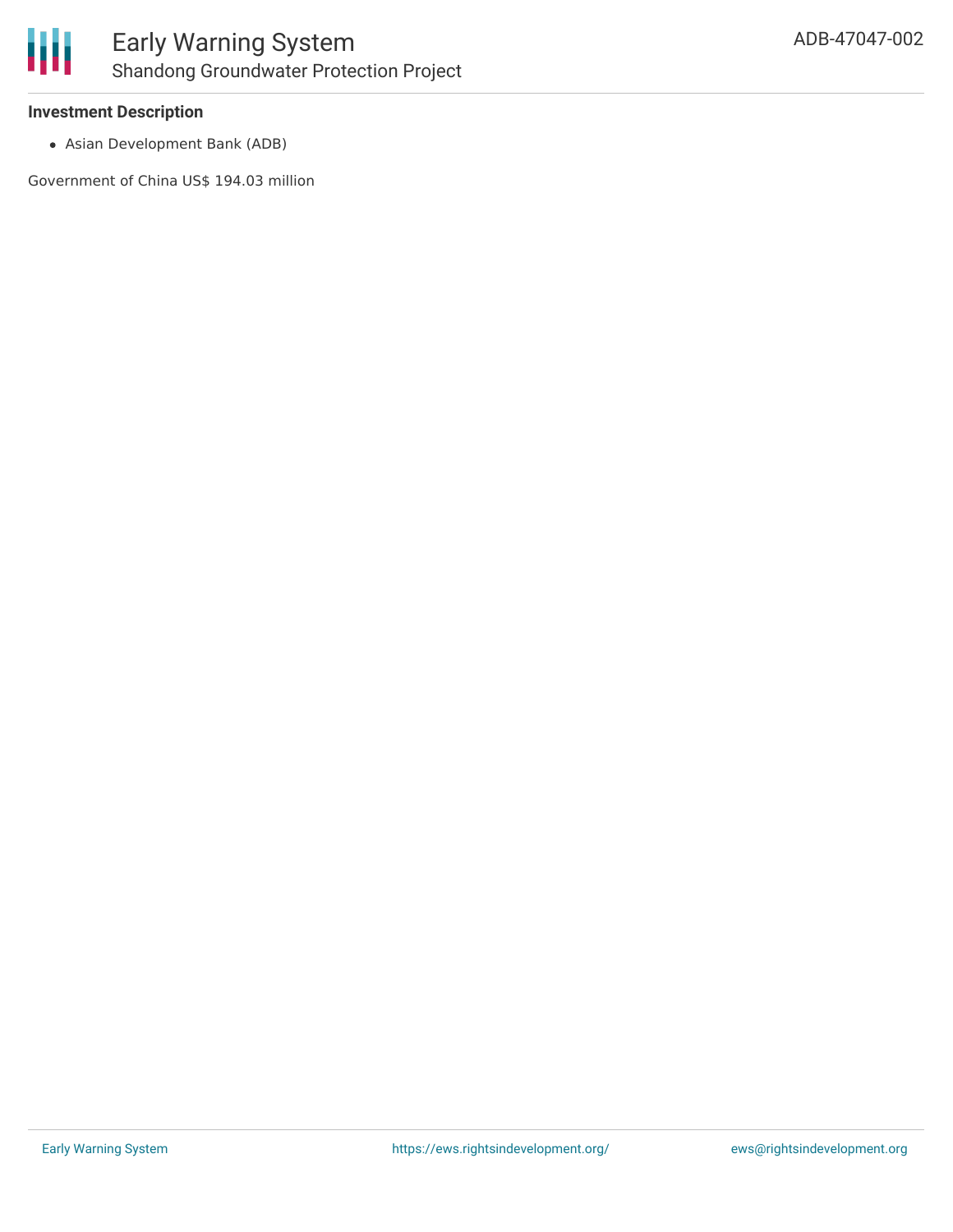**Investment Description**

- Asian Development Bank (ADB)

Government of China US$ 194.03 million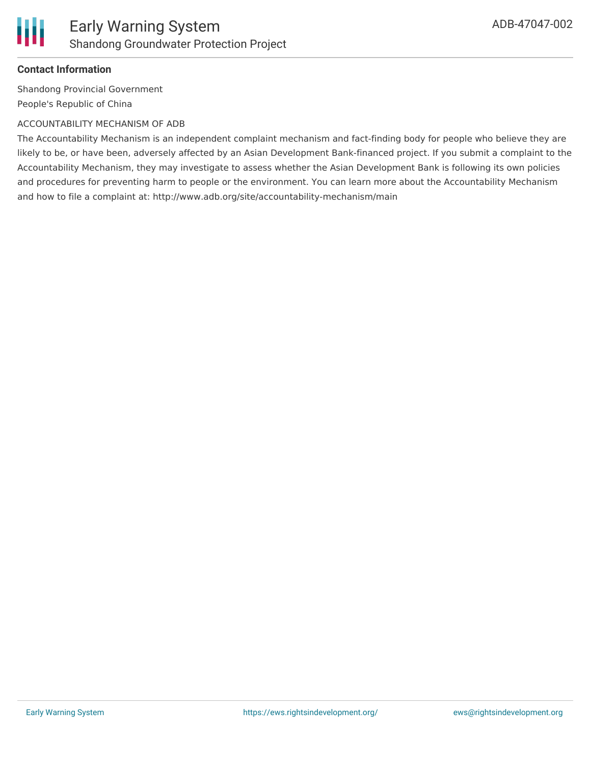**Contact Information**

Shandong Provincial Government
People's Republic of China

ACCOUNTABILITY MECHANISM OF ADB

The Accountability Mechanism is an independent complaint mechanism and fact-finding body for people who believe they are likely to be, or have been, adversely affected by an Asian Development Bank-financed project. If you submit a complaint to the Accountability Mechanism, they may investigate to assess whether the Asian Development Bank is following its own policies and procedures for preventing harm to people or the environment. You can learn more about the Accountability Mechanism and how to file a complaint at: http://www.adb.org/site/accountability-mechanism/main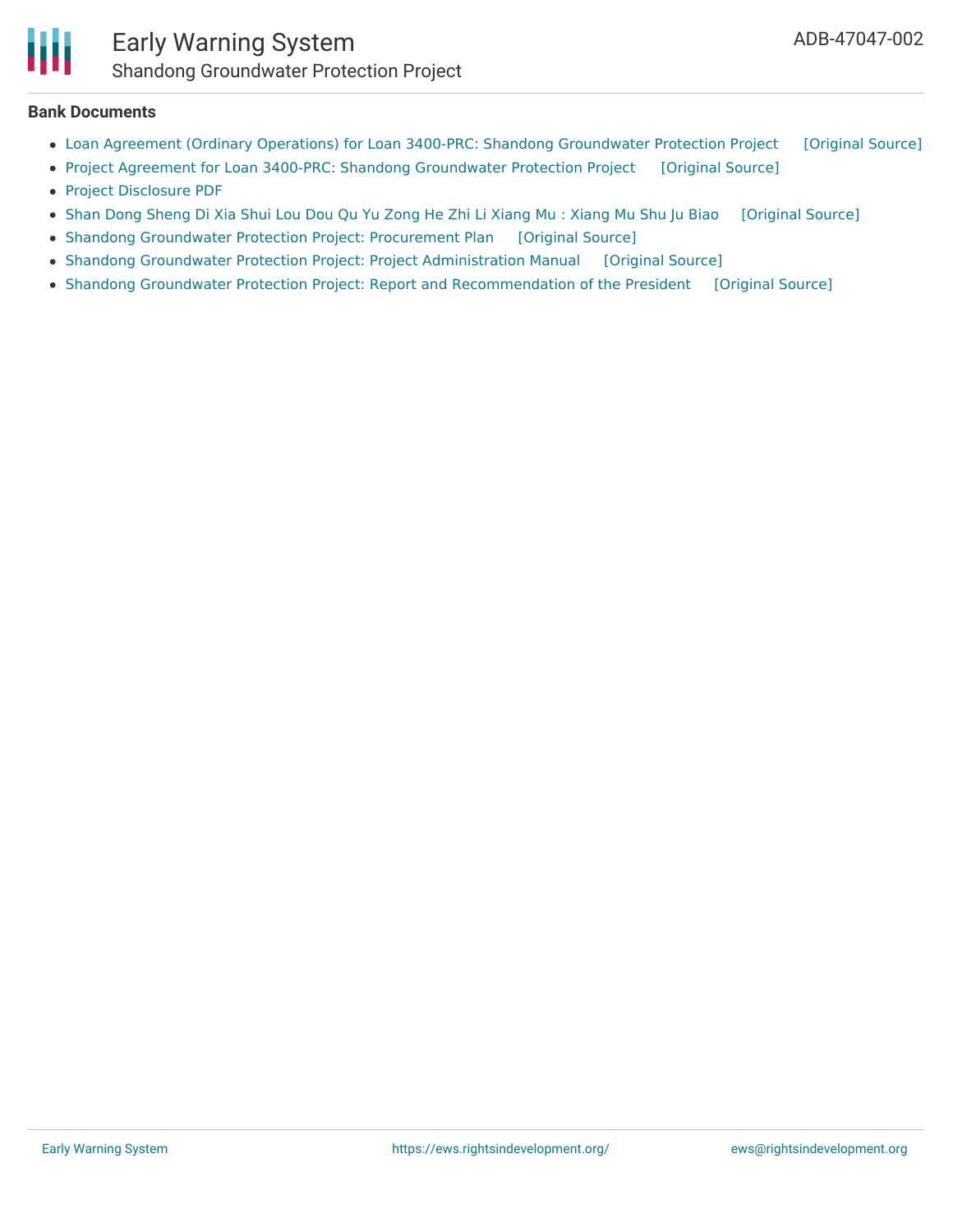**Bank Documents**

- Loan Agreement (Ordinary Operations) for Loan 3400-PRC: Shandong Groundwater Protection Project [Original Source]
- Project Agreement for Loan 3400-PRC: Shandong Groundwater Protection Project [Original Source]
- Project Disclosure PDF
- Shan Dong Sheng Di Xia Shui Lou Dou Qu Yu Zong He Zhi Li Xiang Mu : Xiang Mu Shu Ju Biao [Original Source]
- Shandong Groundwater Protection Project: Procurement Plan [Original Source]
- Shandong Groundwater Protection Project: Project Administration Manual [Original Source]
- Shandong Groundwater Protection Project: Report and Recommendation of the President [Original Source]